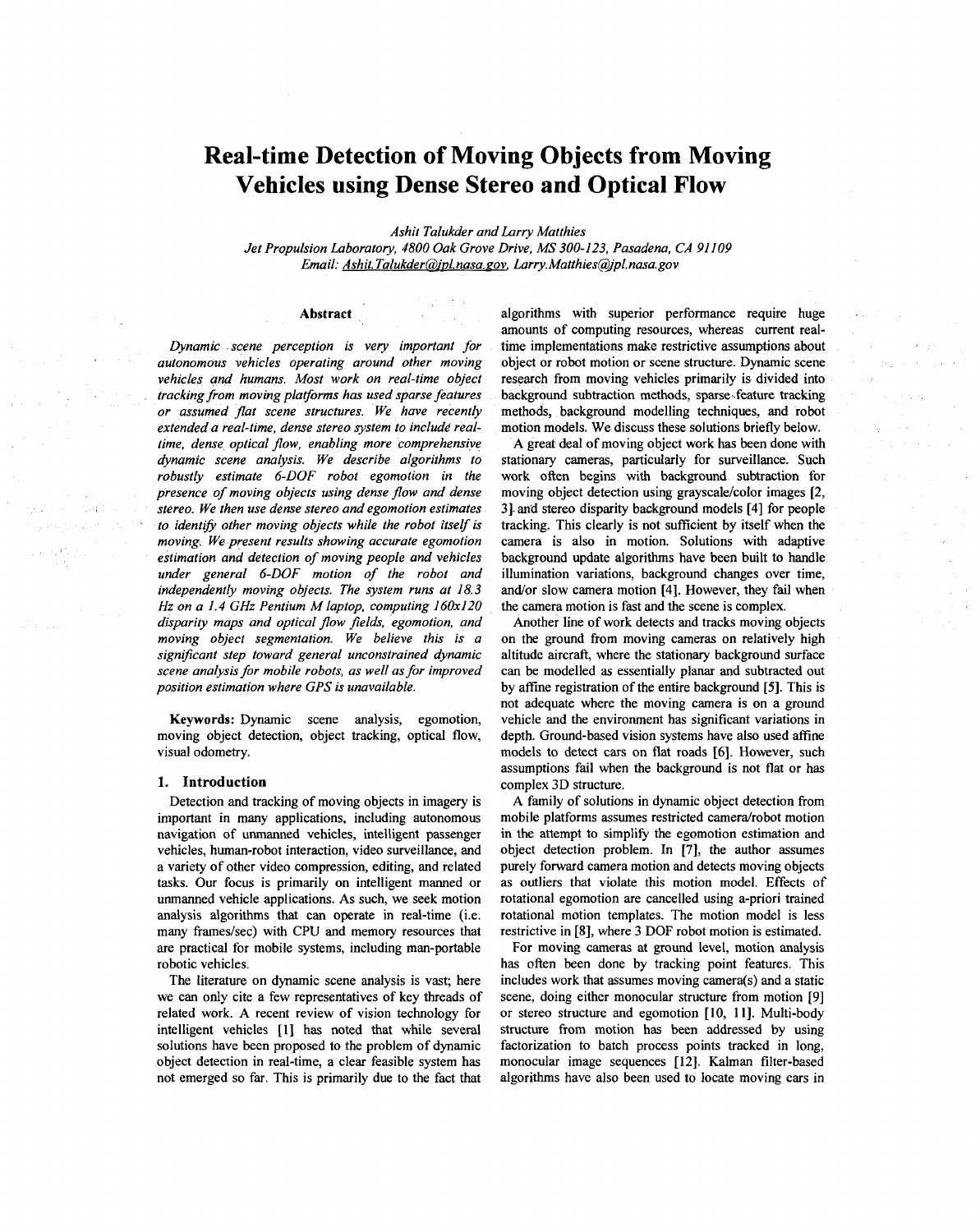# Real-time Detection of Moving Objects from Moving Vehicles using Dense Stereo and Optical Flow

*Ashit Talukder and Larry Matthies*
*Jet Propulsion Laboratory, 4800 Oak Grove Drive, MS 300-123, Pasadena, CA 91109*
*Email: Ashit.Talukder@jpl.nasa.gov, Larry.Matthies@jpl.nasa.gov*

### Abstract

*Dynamic scene perception is very important for autonomous vehicles operating around other moving vehicles and humans. Most work on real-time object tracking from moving platforms has used sparse features or assumed flat scene structures. We have recently extended a real-time, dense stereo system to include real-time, dense optical flow, enabling more comprehensive dynamic scene analysis. We describe algorithms to robustly estimate 6-DOF robot egomotion in the presence of moving objects using dense flow and dense stereo. We then use dense stereo and egomotion estimates to identify other moving objects while the robot itself is moving. We present results showing accurate egomotion estimation and detection of moving people and vehicles under general 6-DOF motion of the robot and independently moving objects. The system runs at 18.3 Hz on a 1.4 GHz Pentium M laptop, computing 160x120 disparity maps and optical flow fields, egomotion, and moving object segmentation. We believe this is a significant step toward general unconstrained dynamic scene analysis for mobile robots, as well as for improved position estimation where GPS is unavailable.*

**Keywords:** Dynamic scene analysis, egomotion, moving object detection, object tracking, optical flow, visual odometry.

## 1. Introduction

Detection and tracking of moving objects in imagery is important in many applications, including autonomous navigation of unmanned vehicles, intelligent passenger vehicles, human-robot interaction, video surveillance, and a variety of other video compression, editing, and related tasks. Our focus is primarily on intelligent manned or unmanned vehicle applications. As such, we seek motion analysis algorithms that can operate in real-time (i.e. many frames/sec) with CPU and memory resources that are practical for mobile systems, including man-portable robotic vehicles.

The literature on dynamic scene analysis is vast; here we can only cite a few representatives of key threads of related work. A recent review of vision technology for intelligent vehicles [1] has noted that while several solutions have been proposed to the problem of dynamic object detection in real-time, a clear feasible system has not emerged so far. This is primarily due to the fact that algorithms with superior performance require huge amounts of computing resources, whereas current real-time implementations make restrictive assumptions about object or robot motion or scene structure. Dynamic scene research from moving vehicles primarily is divided into background subtraction methods, sparse feature tracking methods, background modelling techniques, and robot motion models. We discuss these solutions briefly below.

A great deal of moving object work has been done with stationary cameras, particularly for surveillance. Such work often begins with background subtraction for moving object detection using grayscale/color images [2, 3] and stereo disparity background models [4] for people tracking. This clearly is not sufficient by itself when the camera is also in motion. Solutions with adaptive background update algorithms have been built to handle illumination variations, background changes over time, and/or slow camera motion [4]. However, they fail when the camera motion is fast and the scene is complex.

Another line of work detects and tracks moving objects on the ground from moving cameras on relatively high altitude aircraft, where the stationary background surface can be modelled as essentially planar and subtracted out by affine registration of the entire background [5]. This is not adequate where the moving camera is on a ground vehicle and the environment has significant variations in depth. Ground-based vision systems have also used affine models to detect cars on flat roads [6]. However, such assumptions fail when the background is not flat or has complex 3D structure.

A family of solutions in dynamic object detection from mobile platforms assumes restricted camera/robot motion in the attempt to simplify the egomotion estimation and object detection problem. In [7], the author assumes purely forward camera motion and detects moving objects as outliers that violate this motion model. Effects of rotational egomotion are cancelled using a-priori trained rotational motion templates. The motion model is less restrictive in [8], where 3 DOF robot motion is estimated.

For moving cameras at ground level, motion analysis has often been done by tracking point features. This includes work that assumes moving camera(s) and a static scene, doing either monocular structure from motion [9] or stereo structure and egomotion [10, 11]. Multi-body structure from motion has been addressed by using factorization to batch process points tracked in long, monocular image sequences [12]. Kalman filter-based algorithms have also been used to locate moving cars in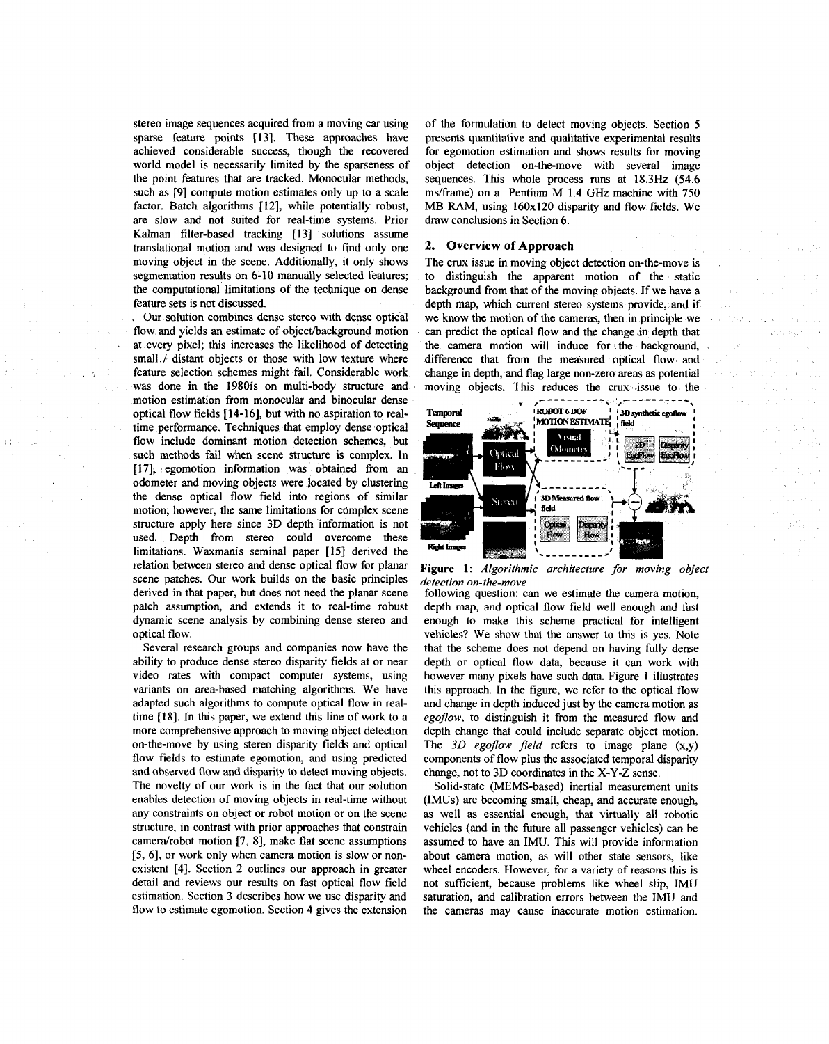stereo image sequences acquired from a moving car using sparse feature points [13]. These approaches have achieved considerable success, though the recovered world model is necessarily limited by the sparseness of the point features that are tracked. Monocular methods, such as [9] compute motion estimates only up to a scale factor. Batch algorithms [12], while potentially robust, are slow and not suited for real-time systems. Prior Kalman filter-based tracking [13] solutions assume translational motion and was designed to find only one moving object in the scene. Additionally, it only shows segmentation results on 6-10 manually selected features; the computational limitations of the technique on dense feature sets is not discussed.

Our solution combines dense stereo with dense optical flow and yields an estimate of object/background motion at every pixel; this increases the likelihood of detecting small / distant objects or those with low texture where feature selection schemes might fail. Considerable work was done in the 1980's on multi-body structure and motion estimation from monocular and binocular dense optical flow fields [14-16], but with no aspiration to real-time performance. Techniques that employ dense optical flow include dominant motion detection schemes, but such methods fail when scene structure is complex. In [17], egomotion information was obtained from an odometer and moving objects were located by clustering the dense optical flow field into regions of similar motion; however, the same limitations for complex scene structure apply here since 3D depth information is not used. Depth from stereo could overcome these limitations. Waxman's seminal paper [15] derived the relation between stereo and dense optical flow for planar scene patches. Our work builds on the basic principles derived in that paper, but does not need the planar scene patch assumption, and extends it to real-time robust dynamic scene analysis by combining dense stereo and optical flow.

Several research groups and companies now have the ability to produce dense stereo disparity fields at or near video rates with compact computer systems, using variants on area-based matching algorithms. We have adapted such algorithms to compute optical flow in real-time [18]. In this paper, we extend this line of work to a more comprehensive approach to moving object detection on-the-move by using stereo disparity fields and optical flow fields to estimate egomotion, and using predicted and observed flow and disparity to detect moving objects. The novelty of our work is in the fact that our solution enables detection of moving objects in real-time without any constraints on object or robot motion or on the scene structure, in contrast with prior approaches that constrain camera/robot motion [7, 8], make flat scene assumptions [5, 6], or work only when camera motion is slow or non-existent [4]. Section 2 outlines our approach in greater detail and reviews our results on fast optical flow field estimation. Section 3 describes how we use disparity and flow to estimate egomotion. Section 4 gives the extension of the formulation to detect moving objects. Section 5 presents quantitative and qualitative experimental results for egomotion estimation and shows results for moving object detection on-the-move with several image sequences. This whole process runs at 18.3Hz (54.6 ms/frame) on a Pentium M 1.4 GHz machine with 750 MB RAM, using 160x120 disparity and flow fields. We draw conclusions in Section 6.

## 2. Overview of Approach

The crux issue in moving object detection on-the-move is to distinguish the apparent motion of the static background from that of the moving objects. If we have a depth map, which current stereo systems provide, and if we know the motion of the cameras, then in principle we can predict the optical flow and the change in depth that the camera motion will induce for the background, difference that from the measured optical flow and change in depth, and flag large non-zero areas as potential moving objects. This reduces the crux issue to the following question: can we estimate the camera motion, depth map, and optical flow field well enough and fast enough to make this scheme practical for intelligent vehicles? We show that the answer to this is yes. Note that the scheme does not depend on having fully dense depth or optical flow data, because it can work with however many pixels have such data. Figure 1 illustrates this approach. In the figure, we refer to the optical flow and change in depth induced just by the camera motion as *egoflow*, to distinguish it from the measured flow and depth change that could include separate object motion. The *3D egoflow field* refers to image plane (x,y) components of flow plus the associated temporal disparity change, not to 3D coordinates in the X-Y-Z sense.

Temporal Sequence
Left Images
Right Images
Optical Flow
Stereo
ROBOT 6 DOF MOTION ESTIMATE
Visual Odometry
3D synthetic egoflow field
2D EgoFlow
Disparity EgoFlow
3D Measured flow field
Optical Flow
Disparity Flow

**Figure 1**: *Algorithmic architecture for moving object detection on-the-move*

Solid-state (MEMS-based) inertial measurement units (IMUs) are becoming small, cheap, and accurate enough, as well as essential enough, that virtually all robotic vehicles (and in the future all passenger vehicles) can be assumed to have an IMU. This will provide information about camera motion, as will other state sensors, like wheel encoders. However, for a variety of reasons this is not sufficient, because problems like wheel slip, IMU saturation, and calibration errors between the IMU and the cameras may cause inaccurate motion estimation.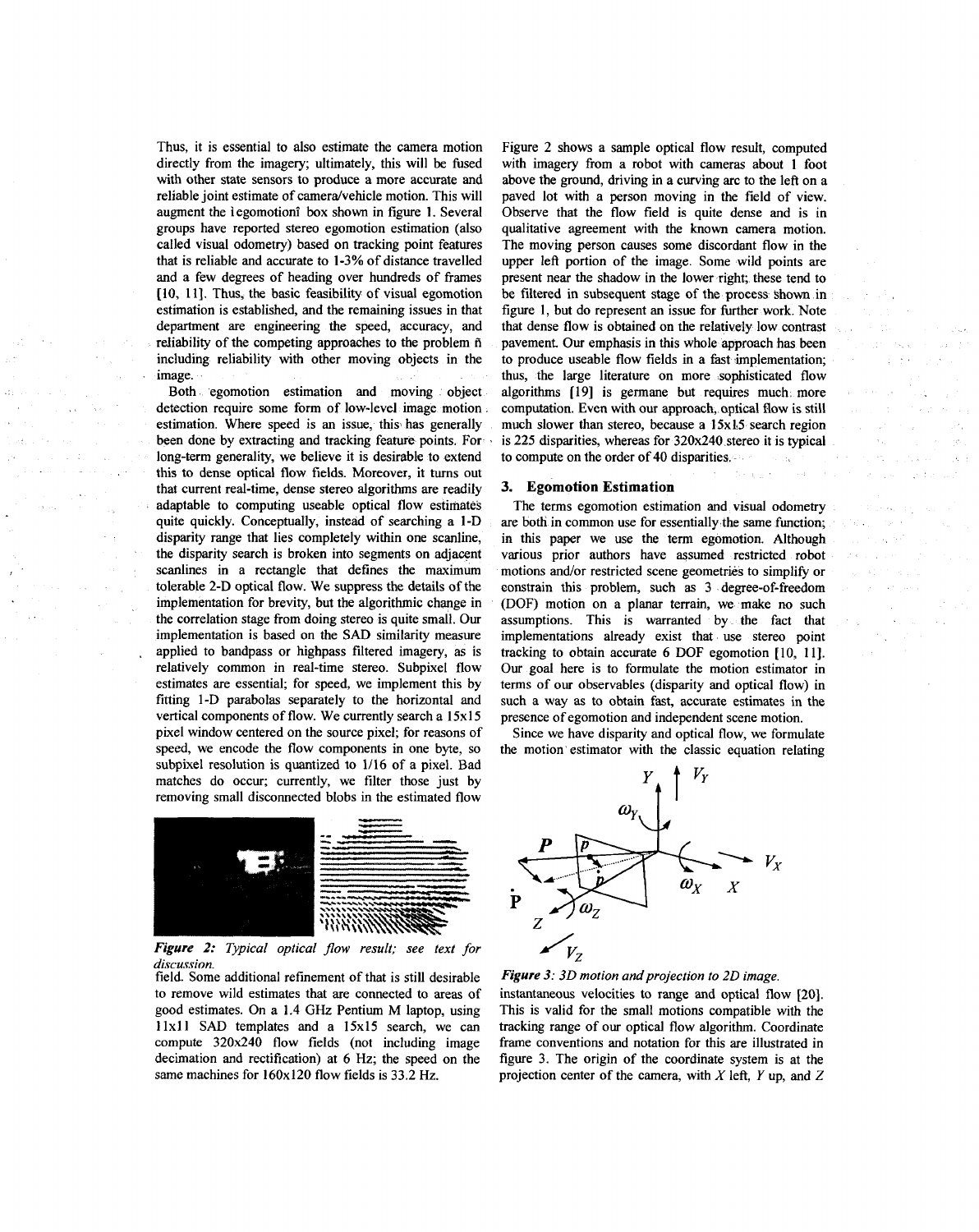Thus, it is essential to also estimate the camera motion directly from the imagery; ultimately, this will be fused with other state sensors to produce a more accurate and reliable joint estimate of camera/vehicle motion. This will augment the ìegomotionî box shown in figure 1. Several groups have reported stereo egomotion estimation (also called visual odometry) based on tracking point features that is reliable and accurate to 1-3% of distance travelled and a few degrees of heading over hundreds of frames [10, 11]. Thus, the basic feasibility of visual egomotion estimation is established, and the remaining issues in that department are engineering the speed, accuracy, and reliability of the competing approaches to the problem ñ including reliability with other moving objects in the image.

Both egomotion estimation and moving object detection require some form of low-level image motion estimation. Where speed is an issue, this has generally been done by extracting and tracking feature points. For long-term generality, we believe it is desirable to extend this to dense optical flow fields. Moreover, it turns out that current real-time, dense stereo algorithms are readily adaptable to computing useable optical flow estimates quite quickly. Conceptually, instead of searching a 1-D disparity range that lies completely within one scanline, the disparity search is broken into segments on adjacent scanlines in a rectangle that defines the maximum tolerable 2-D optical flow. We suppress the details of the implementation for brevity, but the algorithmic change in the correlation stage from doing stereo is quite small. Our implementation is based on the SAD similarity measure applied to bandpass or highpass filtered imagery, as is relatively common in real-time stereo. Subpixel flow estimates are essential; for speed, we implement this by fitting 1-D parabolas separately to the horizontal and vertical components of flow. We currently search a 15x15 pixel window centered on the source pixel; for reasons of speed, we encode the flow components in one byte, so subpixel resolution is quantized to 1/16 of a pixel. Bad matches do occur; currently, we filter those just by removing small disconnected blobs in the estimated flow field. Some additional refinement of that is still desirable to remove wild estimates that are connected to areas of good estimates. On a 1.4 GHz Pentium M laptop, using 11x11 SAD templates and a 15x15 search, we can compute 320x240 flow fields (not including image decimation and rectification) at 6 Hz; the speed on the same machines for 160x120 flow fields is 33.2 Hz.

*Figure 2: Typical optical flow result; see text for discussion.*

Figure 2 shows a sample optical flow result, computed with imagery from a robot with cameras about 1 foot above the ground, driving in a curving arc to the left on a paved lot with a person moving in the field of view. Observe that the flow field is quite dense and is in qualitative agreement with the known camera motion. The moving person causes some discordant flow in the upper left portion of the image. Some wild points are present near the shadow in the lower right; these tend to be filtered in subsequent stage of the process shown in figure 1, but do represent an issue for further work. Note that dense flow is obtained on the relatively low contrast pavement. Our emphasis in this whole approach has been to produce useable flow fields in a fast implementation; thus, the large literature on more sophisticated flow algorithms [19] is germane but requires much more computation. Even with our approach, optical flow is still much slower than stereo, because a 15x15 search region is 225 disparities, whereas for 320x240 stereo it is typical to compute on the order of 40 disparities.

## 3. Egomotion Estimation

The terms egomotion estimation and visual odometry are both in common use for essentially the same function; in this paper we use the term egomotion. Although various prior authors have assumed restricted robot motions and/or restricted scene geometries to simplify or constrain this problem, such as 3 degree-of-freedom (DOF) motion on a planar terrain, we make no such assumptions. This is warranted by the fact that implementations already exist that use stereo point tracking to obtain accurate 6 DOF egomotion [10, 11]. Our goal here is to formulate the motion estimator in terms of our observables (disparity and optical flow) in such a way as to obtain fast, accurate estimates in the presence of egomotion and independent scene motion.

Since we have disparity and optical flow, we formulate the motion estimator with the classic equation relating instantaneous velocities to range and optical flow [20]. This is valid for the small motions compatible with the tracking range of our optical flow algorithm. Coordinate frame conventions and notation for this are illustrated in figure 3. The origin of the coordinate system is at the projection center of the camera, with $X$ left, $Y$ up, and $Z$

$Y$ $V_Y$ $\omega_Y$ $P$ $p$ $\dot{p}$ $\dot{P}$ $V_X$ $\omega_X$ $X$ $\omega_Z$ $Z$ $V_Z$

*Figure 3: 3D motion and projection to 2D image.*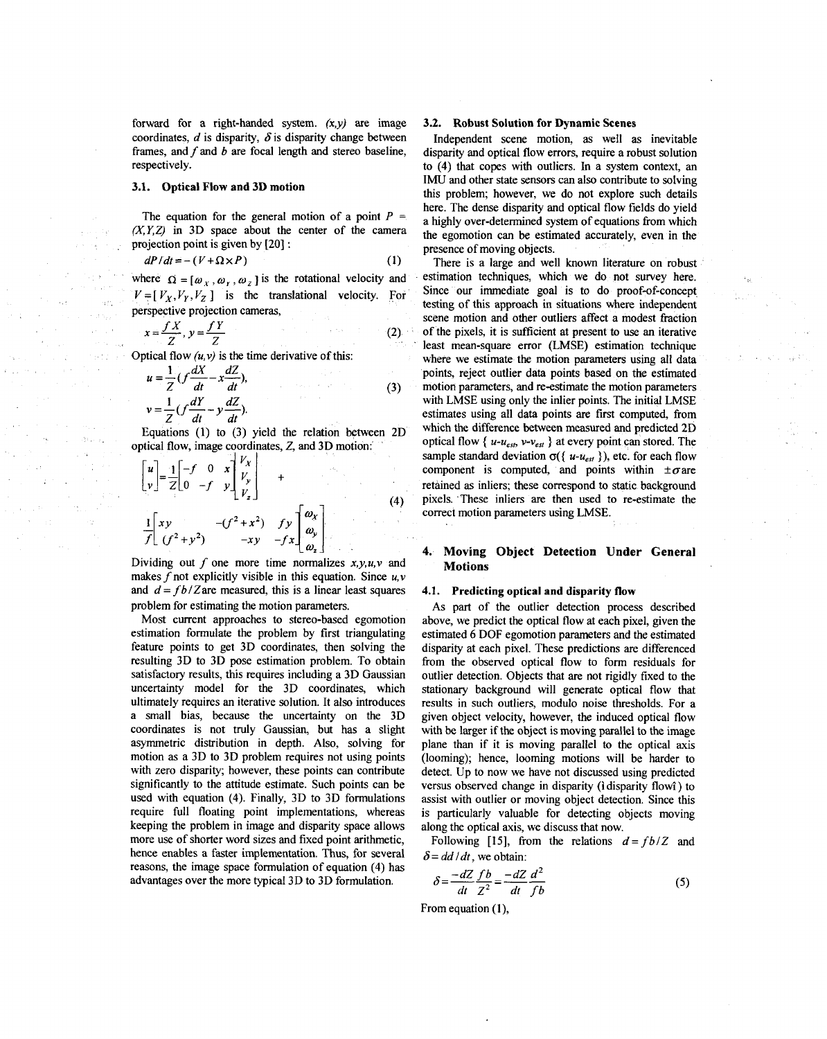forward for a right-handed system. $(x,y)$ are image coordinates, $d$ is disparity, $\delta$ is disparity change between frames, and $f$ and $b$ are focal length and stereo baseline, respectively.

### 3.1. Optical Flow and 3D motion

The equation for the general motion of a point $P = (X,Y,Z)$ in 3D space about the center of the camera projection point is given by [20] :

$$dP/dt = -(V + \Omega \times P) \tag{1}$$

where $\Omega = [\omega_X, \omega_Y, \omega_Z]$ is the rotational velocity and $V = [V_X, V_Y, V_Z]$ is the translational velocity. For perspective projection cameras,

$$x = \frac{fX}{Z},\ y = \frac{fY}{Z} \tag{2}$$

Optical flow $(u,v)$ is the time derivative of this:

$$u = \frac{1}{Z}\left(f\frac{dX}{dt} - x\frac{dZ}{dt}\right),$$
$$v = \frac{1}{Z}\left(f\frac{dY}{dt} - y\frac{dZ}{dt}\right). \tag{3}$$

Equations (1) to (3) yield the relation between 2D optical flow, image coordinates, $Z$, and 3D motion:

$$\begin{bmatrix} u \\ v \end{bmatrix} = \frac{1}{Z}\begin{bmatrix} -f & 0 & x \\ 0 & -f & y \end{bmatrix}\begin{bmatrix} V_X \\ V_Y \\ V_Z \end{bmatrix} + \frac{1}{f}\begin{bmatrix} xy & -(f^2+x^2) & fy \\ (f^2+y^2) & -xy & -fx \end{bmatrix}\begin{bmatrix} \omega_X \\ \omega_Y \\ \omega_Z \end{bmatrix} \tag{4}$$

Dividing out $f$ one more time normalizes $x,y,u,v$ and makes $f$ not explicitly visible in this equation. Since $u,v$ and $d = fb/Z$ are measured, this is a linear least squares problem for estimating the motion parameters.

Most current approaches to stereo-based egomotion estimation formulate the problem by first triangulating feature points to get 3D coordinates, then solving the resulting 3D to 3D pose estimation problem. To obtain satisfactory results, this requires including a 3D Gaussian uncertainty model for the 3D coordinates, which ultimately requires an iterative solution. It also introduces a small bias, because the uncertainty on the 3D coordinates is not truly Gaussian, but has a slight asymmetric distribution in depth. Also, solving for motion as a 3D to 3D problem requires not using points with zero disparity; however, these points can contribute significantly to the attitude estimate. Such points can be used with equation (4). Finally, 3D to 3D formulations require full floating point implementations, whereas keeping the problem in image and disparity space allows more use of shorter word sizes and fixed point arithmetic, hence enables a faster implementation. Thus, for several reasons, the image space formulation of equation (4) has advantages over the more typical 3D to 3D formulation.

### 3.2. Robust Solution for Dynamic Scenes

Independent scene motion, as well as inevitable disparity and optical flow errors, require a robust solution to (4) that copes with outliers. In a system context, an IMU and other state sensors can also contribute to solving this problem; however, we do not explore such details here. The dense disparity and optical flow fields do yield a highly over-determined system of equations from which the egomotion can be estimated accurately, even in the presence of moving objects.

There is a large and well known literature on robust estimation techniques, which we do not survey here. Since our immediate goal is to do proof-of-concept testing of this approach in situations where independent scene motion and other outliers affect a modest fraction of the pixels, it is sufficient at present to use an iterative least mean-square error (LMSE) estimation technique where we estimate the motion parameters using all data points, reject outlier data points based on the estimated motion parameters, and re-estimate the motion parameters with LMSE using only the inlier points. The initial LMSE estimates using all data points are first computed, from which the difference between measured and predicted 2D optical flow $\{u\text{-}u_{est}, v\text{-}v_{est}\}$ at every point can stored. The sample standard deviation $\sigma(\{u\text{-}u_{est}\})$, etc. for each flow component is computed, and points within $\pm\sigma$ are retained as inliers; these correspond to static background pixels. These inliers are then used to re-estimate the correct motion parameters using LMSE.

## 4. Moving Object Detection Under General Motions

### 4.1. Predicting optical and disparity flow

As part of the outlier detection process described above, we predict the optical flow at each pixel, given the estimated 6 DOF egomotion parameters and the estimated disparity at each pixel. These predictions are differenced from the observed optical flow to form residuals for outlier detection. Objects that are not rigidly fixed to the stationary background will generate optical flow that results in such outliers, modulo noise thresholds. For a given object velocity, however, the induced optical flow with be larger if the object is moving parallel to the image plane than if it is moving parallel to the optical axis (looming); hence, looming motions will be harder to detect. Up to now we have not discussed using predicted versus observed change in disparity (ìdisparity flowî) to assist with outlier or moving object detection. Since this is particularly valuable for detecting objects moving along the optical axis, we discuss that now.

Following [15], from the relations $d = fb/Z$ and $\delta = dd/dt$, we obtain:

$$\delta = \frac{-dZ}{dt}\frac{fb}{Z^2} = \frac{-dZ}{dt}\frac{d^2}{fb} \tag{5}$$

From equation (1),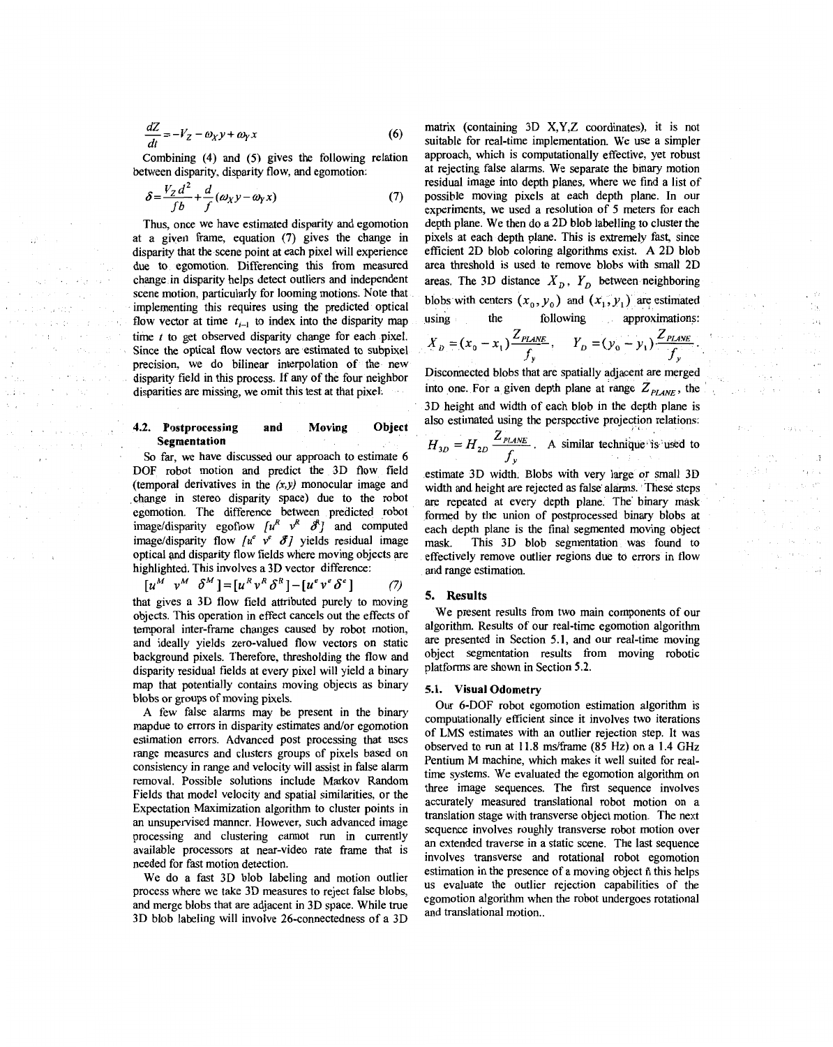$$\frac{dZ}{dt} = -V_Z - \omega_X y + \omega_Y x \tag{6}$$

Combining (4) and (5) gives the following relation between disparity, disparity flow, and egomotion:

$$\delta = \frac{V_Z d^2}{fb} + \frac{d}{f}(\omega_X y - \omega_Y x) \tag{7}$$

Thus, once we have estimated disparity and egomotion at a given frame, equation (7) gives the change in disparity that the scene point at each pixel will experience due to egomotion. Differencing this from measured change in disparity helps detect outliers and independent scene motion, particularly for looming motions. Note that implementing this requires using the predicted optical flow vector at time $t_{i-1}$ to index into the disparity map time $t$ to get observed disparity change for each pixel. Since the optical flow vectors are estimated to subpixel precision, we do bilinear interpolation of the new disparity field in this process. If any of the four neighbor disparities are missing, we omit this test at that pixel.

### 4.2. Postprocessing and Moving Object Segmentation

So far, we have discussed our approach to estimate 6 DOF robot motion and predict the 3D flow field (temporal derivatives in the *(x,y)* monocular image and change in stereo disparity space) due to the robot egomotion. The difference between predicted robot image/disparity egoflow $[u^R \; v^R \; \delta^R]$ and computed image/disparity flow $[u^e \; v^e \; \delta^e]$ yields residual image optical and disparity flow fields where moving objects are highlighted. This involves a 3D vector difference:

$$[u^M \;\; v^M \;\; \delta^M] = [u^R v^R \delta^R] - [u^e v^e \delta^e] \tag{7}$$

that gives a 3D flow field attributed purely to moving objects. This operation in effect cancels out the effects of temporal inter-frame changes caused by robot motion, and ideally yields zero-valued flow vectors on static background pixels. Therefore, thresholding the flow and disparity residual fields at every pixel will yield a binary map that potentially contains moving objects as binary blobs or groups of moving pixels.

A few false alarms may be present in the binary mapdue to errors in disparity estimates and/or egomotion estimation errors. Advanced post processing that uses range measures and clusters groups of pixels based on consistency in range and velocity will assist in false alarm removal. Possible solutions include Markov Random Fields that model velocity and spatial similarities, or the Expectation Maximization algorithm to cluster points in an unsupervised manner. However, such advanced image processing and clustering cannot run in currently available processors at near-video rate frame that is needed for fast motion detection.

We do a fast 3D blob labeling and motion outlier process where we take 3D measures to reject false blobs, and merge blobs that are adjacent in 3D space. While true 3D blob labeling will involve 26-connectedness of a 3D matrix (containing 3D X,Y,Z coordinates), it is not suitable for real-time implementation. We use a simpler approach, which is computationally effective, yet robust at rejecting false alarms. We separate the binary motion residual image into depth planes, where we find a list of possible moving pixels at each depth plane. In our experiments, we used a resolution of 5 meters for each depth plane. We then do a 2D blob labelling to cluster the pixels at each depth plane. This is extremely fast, since efficient 2D blob coloring algorithms exist. A 2D blob area threshold is used to remove blobs with small 2D areas. The 3D distance $X_D$, $Y_D$ between neighboring blobs with centers $(x_0, y_0)$ and $(x_1, y_1)$ are estimated using the following approximations: $X_D = (x_0 - x_1)\frac{Z_{PLANE}}{f_y}$, $Y_D = (y_0 - y_1)\frac{Z_{PLANE}}{f_y}$.

Disconnected blobs that are spatially adjacent are merged into one. For a given depth plane at range $Z_{PLANE}$, the 3D height and width of each blob in the depth plane is also estimated using the perspective projection relations: $H_{3D} = H_{2D}\frac{Z_{PLANE}}{f_y}$. A similar technique is used to estimate 3D width. Blobs with very large or small 3D width and height are rejected as false alarms. These steps are repeated at every depth plane. The binary mask formed by the union of postprocessed binary blobs at each depth plane is the final segmented moving object mask. This 3D blob segmentation was found to effectively remove outlier regions due to errors in flow and range estimation.

## 5. Results

We present results from two main components of our algorithm. Results of our real-time egomotion algorithm are presented in Section 5.1, and our real-time moving object segmentation results from moving robotic platforms are shown in Section 5.2.

### 5.1. Visual Odometry

Our 6-DOF robot egomotion estimation algorithm is computationally efficient since it involves two iterations of LMS estimates with an outlier rejection step. It was observed to run at 11.8 ms/frame (85 Hz) on a 1.4 GHz Pentium M machine, which makes it well suited for real-time systems. We evaluated the egomotion algorithm on three image sequences. The first sequence involves accurately measured translational robot motion on a translation stage with transverse object motion. The next sequence involves roughly transverse robot motion over an extended traverse in a static scene. The last sequence involves transverse and rotational robot egomotion estimation in the presence of a moving object ñ this helps us evaluate the outlier rejection capabilities of the egomotion algorithm when the robot undergoes rotational and translational motion..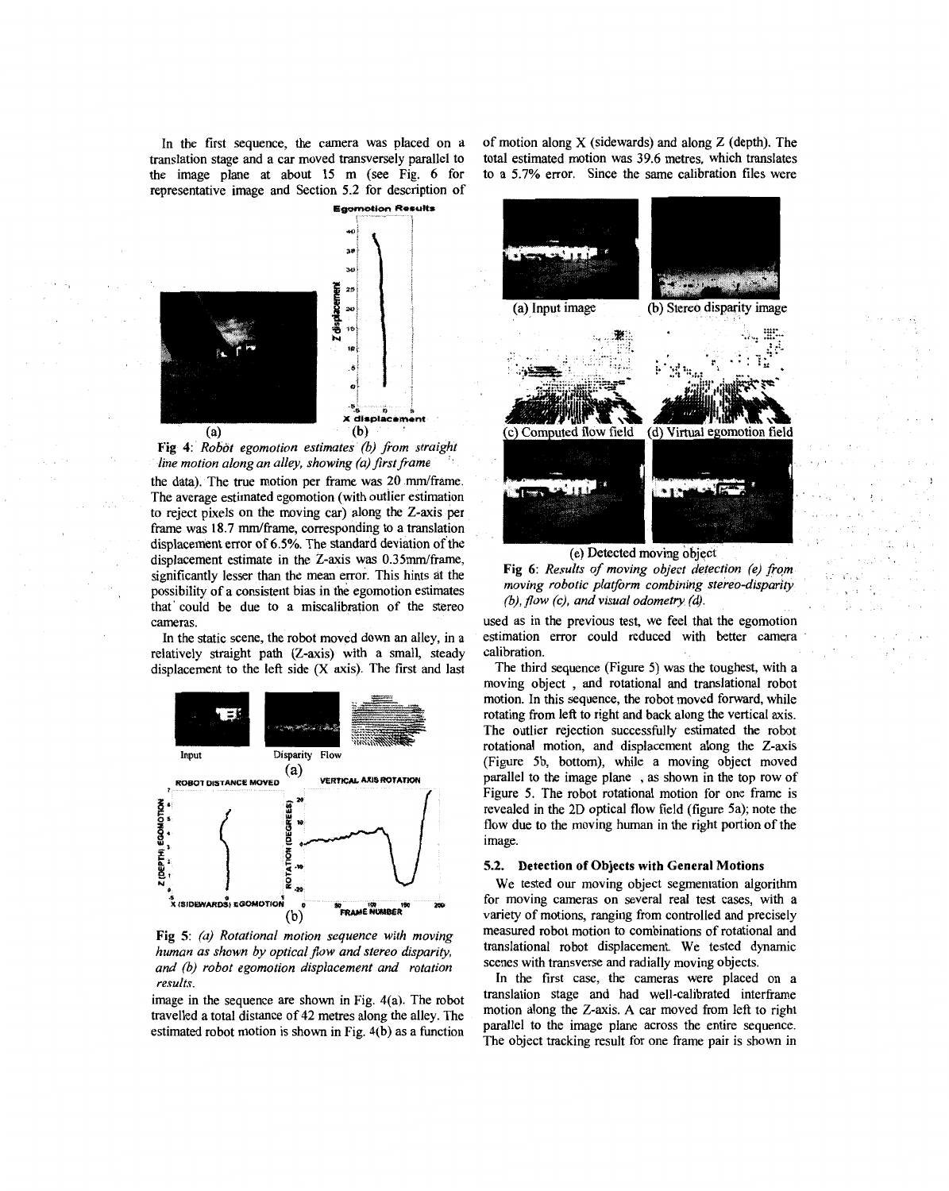In the first sequence, the camera was placed on a translation stage and a car moved transversely parallel to the image plane at about 15 m (see Fig. 6 for representative image and Section 5.2 for description of the data). The true motion per frame was 20 mm/frame. The average estimated egomotion (with outlier estimation to reject pixels on the moving car) along the Z-axis per frame was 18.7 mm/frame, corresponding to a translation displacement error of 6.5%. The standard deviation of the displacement estimate in the Z-axis was 0.35mm/frame, significantly lesser than the mean error. This hints at the possibility of a consistent bias in the egomotion estimates that could be due to a miscalibration of the stereo cameras.

Egomotion Results

Z displacement

X displacement

(a) (b)

Fig 4: *Robot egomotion estimates (b) from straight line motion along an alley, showing (a) first frame*

In the static scene, the robot moved down an alley, in a relatively straight path (Z-axis) with a small, steady displacement to the left side (X axis). The first and last image in the sequence are shown in Fig. 4(a). The robot travelled a total distance of 42 metres along the alley. The estimated robot motion is shown in Fig. 4(b) as a function of motion along X (sidewards) and along Z (depth). The total estimated motion was 39.6 metres, which translates to a 5.7% error. Since the same calibration files were used as in the previous test, we feel that the egomotion estimation error could reduced with better camera calibration.

Input Disparity Flow

(a)

ROBOT DISTANCE MOVED

VERTICAL AXIS ROTATION

Z (DEPTH) EGOMOTION

X (SIDEWARDS) EGOMOTION

ROTATION (DEGREES)

FRAME NUMBER

(b)

Fig 5: *(a) Rotational motion sequence with moving human as shown by optical flow and stereo disparity, and (b) robot egomotion displacement and rotation results.*

(a) Input image (b) Stereo disparity image

(c) Computed flow field (d) Virtual egomotion field

(e) Detected moving object

Fig 6: *Results of moving object detection (e) from moving robotic platform combining stereo-disparity (b), flow (c), and visual odometry (d).*

The third sequence (Figure 5) was the toughest, with a moving object , and rotational and translational robot motion. In this sequence, the robot moved forward, while rotating from left to right and back along the vertical axis. The outlier rejection successfully estimated the robot rotational motion, and displacement along the Z-axis (Figure 5b, bottom), while a moving object moved parallel to the image plane , as shown in the top row of Figure 5. The robot rotational motion for one frame is revealed in the 2D optical flow field (figure 5a); note the flow due to the moving human in the right portion of the image.

### 5.2. Detection of Objects with General Motions

We tested our moving object segmentation algorithm for moving cameras on several real test cases, with a variety of motions, ranging from controlled and precisely measured robot motion to combinations of rotational and translational robot displacement. We tested dynamic scenes with transverse and radially moving objects.

In the first case, the cameras were placed on a translation stage and had well-calibrated interframe motion along the Z-axis. A car moved from left to right parallel to the image plane across the entire sequence. The object tracking result for one frame pair is shown in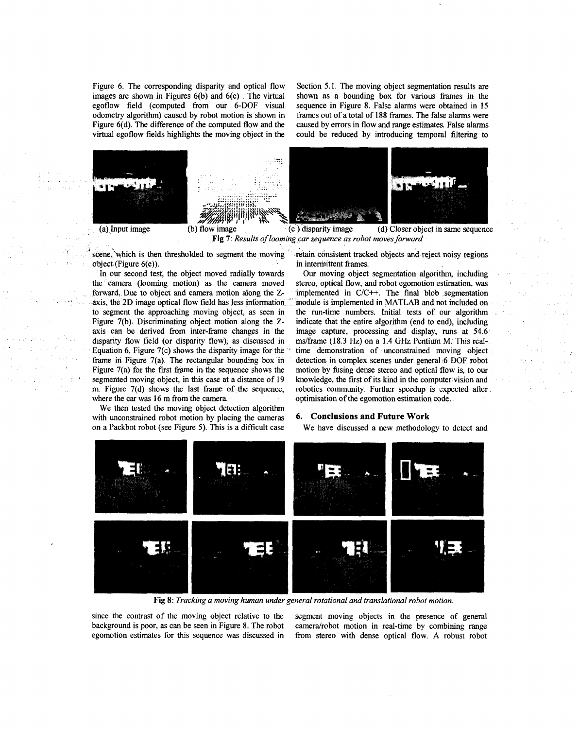Figure 6. The corresponding disparity and optical flow images are shown in Figures 6(b) and 6(c) . The virtual egoflow field (computed from our 6-DOF visual odometry algorithm) caused by robot motion is shown in Figure 6(d). The difference of the computed flow and the virtual egoflow fields highlights the moving object in the scene, which is then thresholded to segment the moving object (Figure 6(e)).

(a) Input image (b) flow image (c) disparity image (d) Closer object in same sequence

**Fig 7**: *Results of looming car sequence as robot moves forward*

In our second test, the object moved radially towards the camera (looming motion) as the camera moved forward. Due to object and camera motion along the Z-axis, the 2D image optical flow field has less information to segment the approaching moving object, as seen in Figure 7(b). Discriminating object motion along the Z-axis can be derived from inter-frame changes in the disparity flow field (or disparity flow), as discussed in Equation 6. Figure 7(c) shows the disparity image for the frame in Figure 7(a). The rectangular bounding box in Figure 7(a) for the first frame in the sequence shows the segmented moving object, in this case at a distance of 19 m. Figure 7(d) shows the last frame of the sequence, where the car was 16 m from the camera.

We then tested the moving object detection algorithm with unconstrained robot motion by placing the cameras on a Packbot robot (see Figure 5). This is a difficult case since the contrast of the moving object relative to the background is poor, as can be seen in Figure 8. The robot egomotion estimates for this sequence was discussed in Section 5.1. The moving object segmentation results are shown as a bounding box for various frames in the sequence in Figure 8. False alarms were obtained in 15 frames out of a total of 188 frames. The false alarms were caused by errors in flow and range estimates. False alarms could be reduced by introducing temporal filtering to retain consistent tracked objects and reject noisy regions in intermittent frames.

**Fig 8**: *Tracking a moving human under general rotational and translational robot motion.*

Our moving object segmentation algorithm, including stereo, optical flow, and robot egomotion estimation, was implemented in C/C++. The final blob segmentation module is implemented in MATLAB and not included on the run-time numbers. Initial tests of our algorithm indicate that the entire algorithm (end to end), including image capture, processing and display, runs at 54.6 ms/frame (18.3 Hz) on a 1.4 GHz Pentium M. This real-time demonstration of unconstrained moving object detection in complex scenes under general 6 DOF robot motion by fusing dense stereo and optical flow is, to our knowledge, the first of its kind in the computer vision and robotics community. Further speedup is expected after optimisation of the egomotion estimation code.

## 6. Conclusions and Future Work

We have discussed a new methodology to detect and segment moving objects in the presence of general camera/robot motion in real-time by combining range from stereo with dense optical flow. A robust robot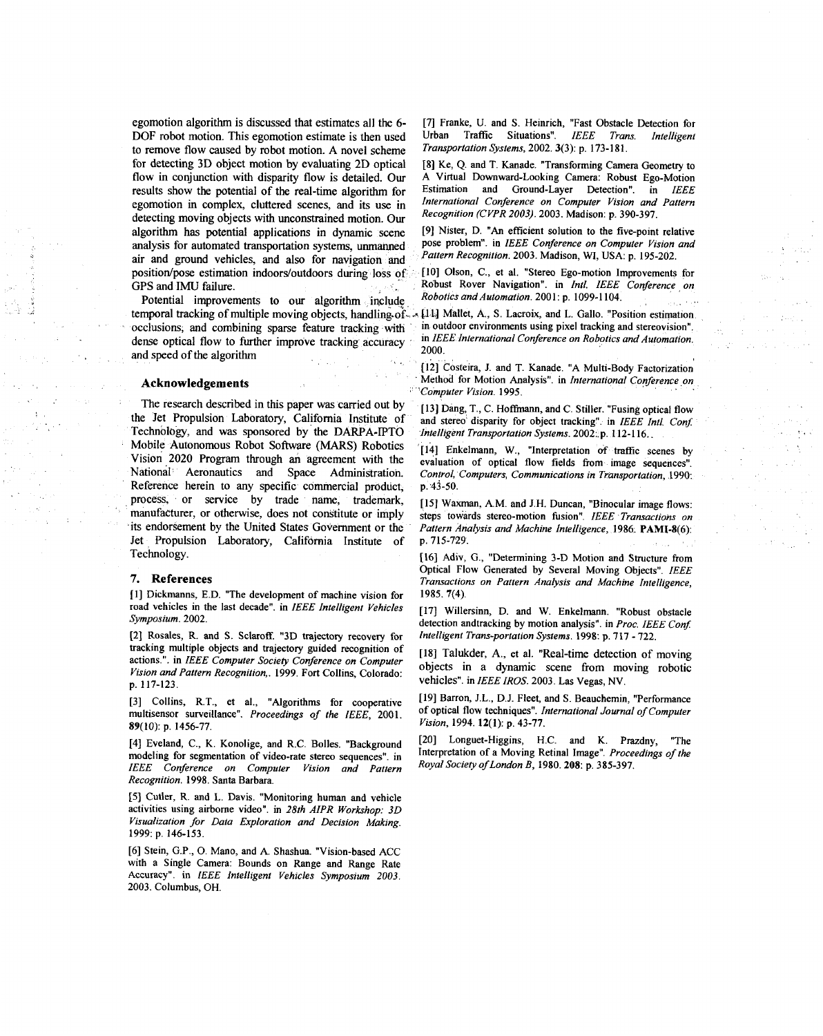egomotion algorithm is discussed that estimates all the 6-DOF robot motion. This egomotion estimate is then used to remove flow caused by robot motion. A novel scheme for detecting 3D object motion by evaluating 2D optical flow in conjunction with disparity flow is detailed. Our results show the potential of the real-time algorithm for egomotion in complex, cluttered scenes, and its use in detecting moving objects with unconstrained motion. Our algorithm has potential applications in dynamic scene analysis for automated transportation systems, unmanned air and ground vehicles, and also for navigation and position/pose estimation indoors/outdoors during loss of GPS and IMU failure.

Potential improvements to our algorithm include temporal tracking of multiple moving objects, handling of occlusions, and combining sparse feature tracking with dense optical flow to further improve tracking accuracy and speed of the algorithm

### Acknowledgements

The research described in this paper was carried out by the Jet Propulsion Laboratory, California Institute of Technology, and was sponsored by the DARPA-IPTO Mobile Autonomous Robot Software (MARS) Robotics Vision 2020 Program through an agreement with the National Aeronautics and Space Administration. Reference herein to any specific commercial product, process, or service by trade name, trademark, manufacturer, or otherwise, does not constitute or imply its endorsement by the United States Government or the Jet Propulsion Laboratory, California Institute of Technology.

## 7. References

[1] Dickmanns, E.D. "The development of machine vision for road vehicles in the last decade". in *IEEE Intelligent Vehicles Symposium*. 2002.

[2] Rosales, R. and S. Sclaroff. "3D trajectory recovery for tracking multiple objects and trajectory guided recognition of actions.". in *IEEE Computer Society Conference on Computer Vision and Pattern Recognition,*. 1999. Fort Collins, Colorado: p. 117-123.

[3] Collins, R.T., et al., "Algorithms for cooperative multisensor surveillance". *Proceedings of the IEEE*, 2001. **89**(10): p. 1456-77.

[4] Eveland, C., K. Konolige, and R.C. Bolles. "Background modeling for segmentation of video-rate stereo sequences". in *IEEE Conference on Computer Vision and Pattern Recognition*. 1998. Santa Barbara.

[5] Cutler, R. and L. Davis. "Monitoring human and vehicle activities using airborne video". in *28th AIPR Workshop: 3D Visualization for Data Exploration and Decision Making*. 1999: p. 146-153.

[6] Stein, G.P., O. Mano, and A. Shashua. "Vision-based ACC with a Single Camera: Bounds on Range and Range Rate Accuracy". in *IEEE Intelligent Vehicles Symposium 2003*. 2003. Columbus, OH.

[7] Franke, U. and S. Heinrich, "Fast Obstacle Detection for Urban Traffic Situations". *IEEE Trans. Intelligent Transportation Systems*, 2002. **3**(3): p. 173-181.

[8] Ke, Q. and T. Kanade. "Transforming Camera Geometry to A Virtual Downward-Looking Camera: Robust Ego-Motion Estimation and Ground-Layer Detection". in *IEEE International Conference on Computer Vision and Pattern Recognition (CVPR 2003)*. 2003. Madison: p. 390-397.

[9] Nister, D. "An efficient solution to the five-point relative pose problem". in *IEEE Conference on Computer Vision and Pattern Recognition*. 2003. Madison, WI, USA: p. 195-202.

[10] Olson, C., et al. "Stereo Ego-motion Improvements for Robust Rover Navigation". in *Intl. IEEE Conference on Robotics and Automation*. 2001: p. 1099-1104.

[11] Mallet, A., S. Lacroix, and L. Gallo. "Position estimation in outdoor environments using pixel tracking and stereovision". in *IEEE International Conference on Robotics and Automation*. 2000.

[12] Costeira, J. and T. Kanade. "A Multi-Body Factorization Method for Motion Analysis". in *International Conference on Computer Vision*. 1995.

[13] Dang, T., C. Hoffmann, and C. Stiller. "Fusing optical flow and stereo disparity for object tracking". in *IEEE Intl. Conf. Intelligent Transportation Systems*. 2002.: p. 112-116..

[14] Enkelmann, W., "Interpretation of traffic scenes by evaluation of optical flow fields from image sequences". *Control, Computers, Communications in Transportation*, 1990: p. 43-50.

[15] Waxman, A.M. and J.H. Duncan, "Binocular image flows: steps towards stereo-motion fusion". *IEEE Transactions on Pattern Analysis and Machine Intelligence*, 1986. **PAMI-8**(6): p. 715-729.

[16] Adiv, G., "Determining 3-D Motion and Structure from Optical Flow Generated by Several Moving Objects". *IEEE Transactions on Pattern Analysis and Machine Intelligence*, 1985. **7**(4).

[17] Willersinn, D. and W. Enkelmann. "Robust obstacle detection andtracking by motion analysis". in *Proc. IEEE Conf. Intelligent Trans-portation Systems*. 1998: p. 717 - 722.

[18] Talukder, A., et al. "Real-time detection of moving objects in a dynamic scene from moving robotic vehicles". in *IEEE IROS*. 2003. Las Vegas, NV.

[19] Barron, J.L., D.J. Fleet, and S. Beauchemin, "Performance of optical flow techniques". *International Journal of Computer Vision*, 1994. **12**(1): p. 43-77.

[20] Longuet-Higgins, H.C. and K. Prazdny, "The Interpretation of a Moving Retinal Image". *Proceedings of the Royal Society of London B*, 1980. **208**: p. 385-397.